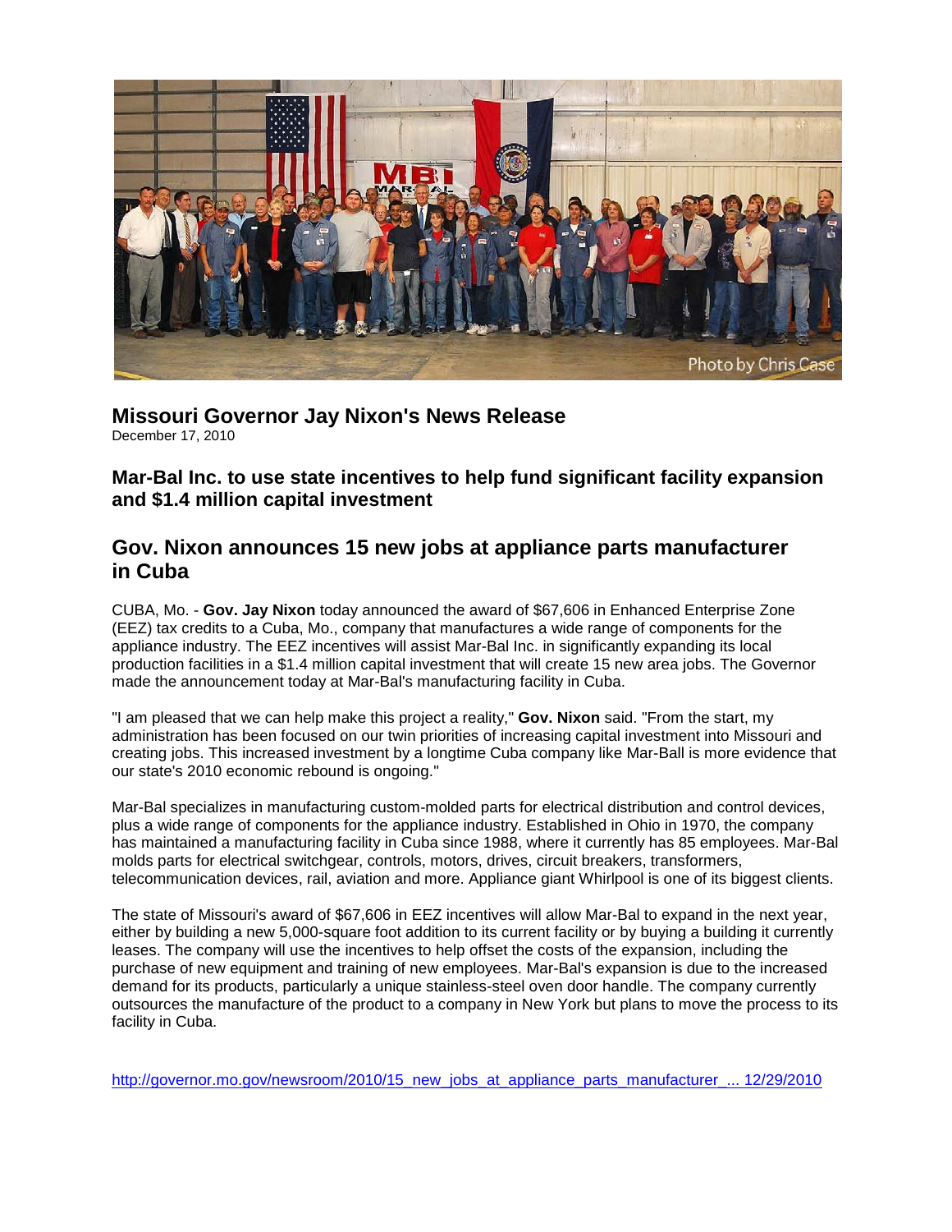## Missouri Governor Jay Nixon's News Release

December 17, 2010

### Mar-Bal Inc. to use state incentives to help fund significant facility expansion and $1.4 million capital investment

## Gov. Nixon announces 15 new jobs at appliance parts manufacturer in Cuba

CUBA, Mo. - **Gov. Jay Nixon** today announced the award of $67,606 in Enhanced Enterprise Zone (EEZ) tax credits to a Cuba, Mo., company that manufactures a wide range of components for the appliance industry. The EEZ incentives will assist Mar-Bal Inc. in significantly expanding its local production facilities in a $1.4 million capital investment that will create 15 new area jobs. The Governor made the announcement today at Mar-Bal's manufacturing facility in Cuba.

"I am pleased that we can help make this project a reality," **Gov. Nixon** said. "From the start, my administration has been focused on our twin priorities of increasing capital investment into Missouri and creating jobs. This increased investment by a longtime Cuba company like Mar-Ball is more evidence that our state's 2010 economic rebound is ongoing."

Mar-Bal specializes in manufacturing custom-molded parts for electrical distribution and control devices, plus a wide range of components for the appliance industry. Established in Ohio in 1970, the company has maintained a manufacturing facility in Cuba since 1988, where it currently has 85 employees. Mar-Bal molds parts for electrical switchgear, controls, motors, drives, circuit breakers, transformers, telecommunication devices, rail, aviation and more. Appliance giant Whirlpool is one of its biggest clients.

The state of Missouri's award of $67,606 in EEZ incentives will allow Mar-Bal to expand in the next year, either by building a new 5,000-square foot addition to its current facility or by buying a building it currently leases. The company will use the incentives to help offset the costs of the expansion, including the purchase of new equipment and training of new employees. Mar-Bal's expansion is due to the increased demand for its products, particularly a unique stainless-steel oven door handle. The company currently outsources the manufacture of the product to a company in New York but plans to move the process to its facility in Cuba.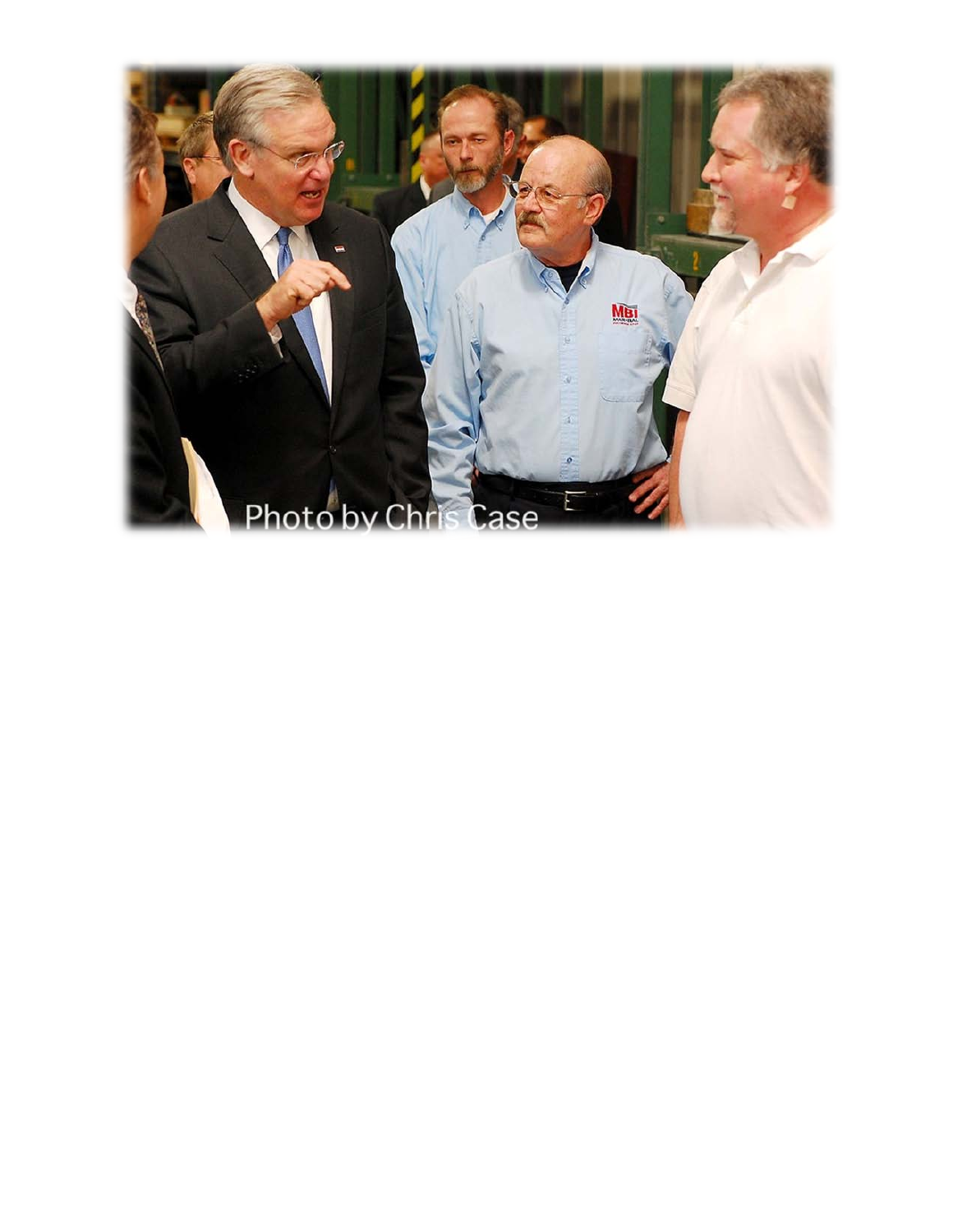Photo by Chris Case